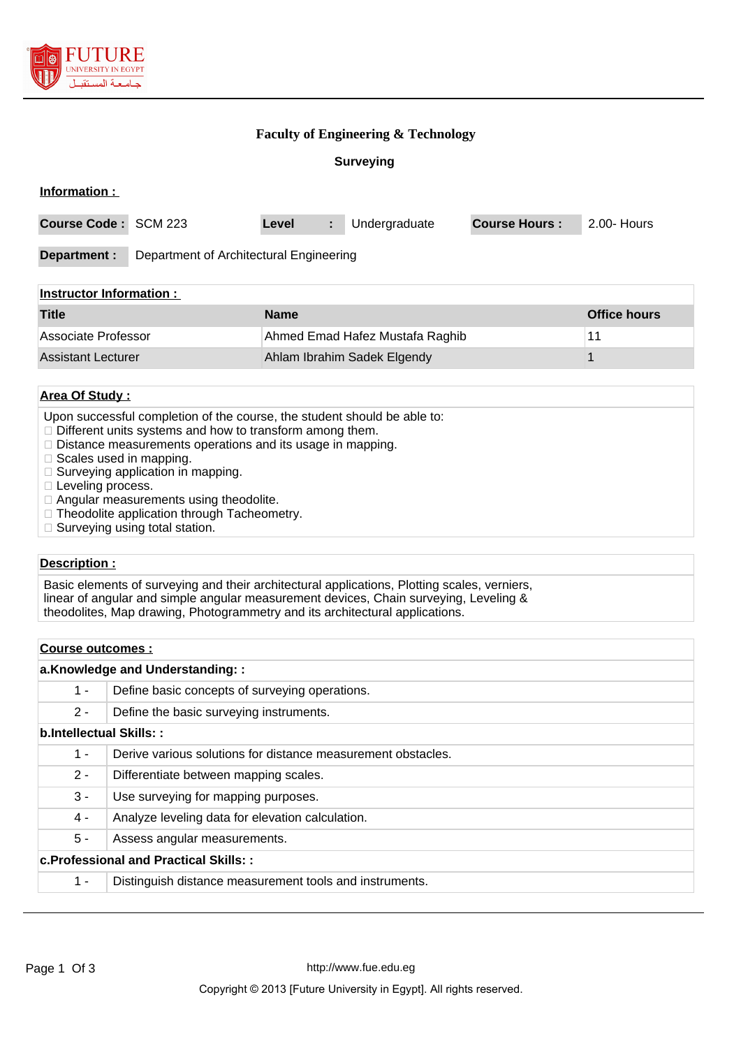# Faculty of Engineering & Technology

## Surveying

**Information :**

| Course Code : | SCM 223 | Level : | Undergraduate | Course Hours : | 2.00- Hours |
|---|---|---|---|---|---|

**Department :** Department of Architectural Engineering

**Instructor Information :**

| Title | Name | Office hours |
|---|---|---|
| Associate Professor | Ahmed Emad Hafez Mustafa Raghib | 11 |
| Assistant Lecturer | Ahlam Ibrahim Sadek Elgendy | 1 |

**Area Of Study :**

Upon successful completion of the course, the student should be able to:

- Different units systems and how to transform among them.
- Distance measurements operations and its usage in mapping.
- Scales used in mapping.
- Surveying application in mapping.
- Leveling process.
- Angular measurements using theodolite.
- Theodolite application through Tacheometry.
- Surveying using total station.

**Description :**

Basic elements of surveying and their architectural applications, Plotting scales, verniers, linear of angular and simple angular measurement devices, Chain surveying, Leveling & theodolites, Map drawing, Photogrammetry and its architectural applications.

**Course outcomes :**

**a.Knowledge and Understanding: :**

| | |
|---|---|
| 1 - | Define basic concepts of surveying operations. |
| 2 - | Define the basic surveying instruments. |

**b.Intellectual Skills: :**

| | |
|---|---|
| 1 - | Derive various solutions for distance measurement obstacles. |
| 2 - | Differentiate between mapping scales. |
| 3 - | Use surveying for mapping purposes. |
| 4 - | Analyze leveling data for elevation calculation. |
| 5 - | Assess angular measurements. |

**c.Professional and Practical Skills: :**

| | |
|---|---|
| 1 - | Distinguish distance measurement tools and instruments. |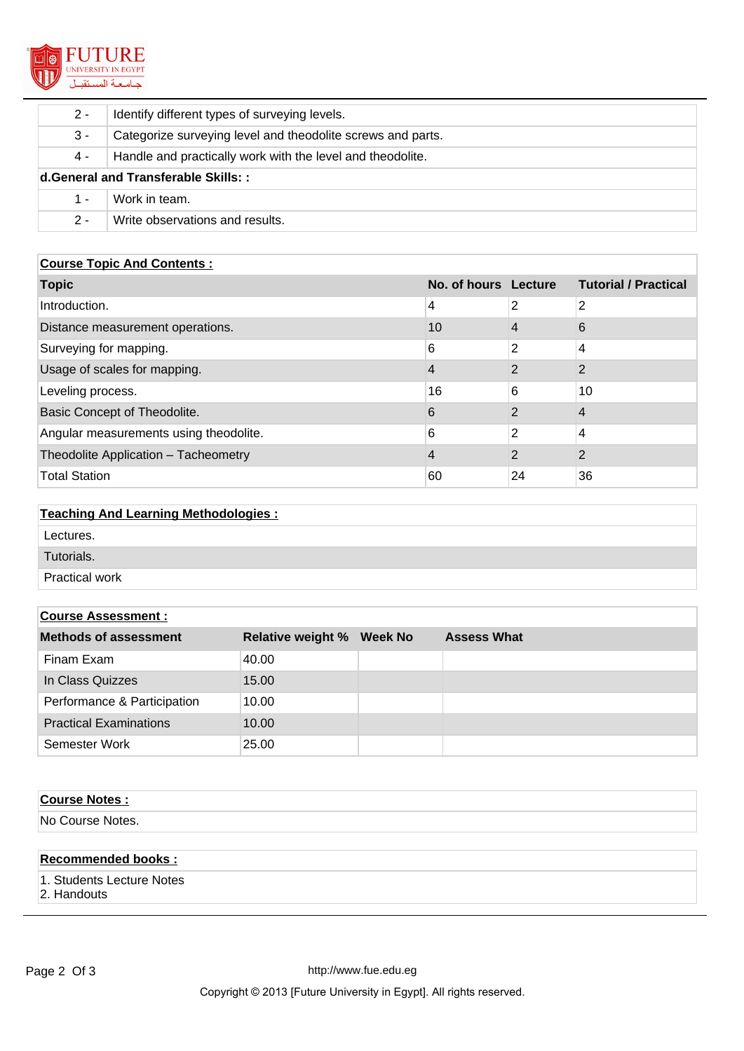| | |
|---|---|
| 2 - | Identify different types of surveying levels. |
| 3 - | Categorize surveying level and theodolite screws and parts. |
| 4 - | Handle and practically work with the level and theodolite. |

**d.General and Transferable Skills: :**

| | |
|---|---|
| 1 - | Work in team. |
| 2 - | Write observations and results. |

**Course Topic And Contents :**

| Topic | No. of hours | Lecture | Tutorial / Practical |
|---|---|---|---|
| Introduction. | 4 | 2 | 2 |
| Distance measurement operations. | 10 | 4 | 6 |
| Surveying for mapping. | 6 | 2 | 4 |
| Usage of scales for mapping. | 4 | 2 | 2 |
| Leveling process. | 16 | 6 | 10 |
| Basic Concept of Theodolite. | 6 | 2 | 4 |
| Angular measurements using theodolite. | 6 | 2 | 4 |
| Theodolite Application – Tacheometry | 4 | 2 | 2 |
| Total Station | 60 | 24 | 36 |

**Teaching And Learning Methodologies :**

- Lectures.
- Tutorials.
- Practical work

**Course Assessment :**

| Methods of assessment | Relative weight % | Week No | Assess What |
|---|---|---|---|
| Finam Exam | 40.00 | | |
| In Class Quizzes | 15.00 | | |
| Performance & Participation | 10.00 | | |
| Practical Examinations | 10.00 | | |
| Semester Work | 25.00 | | |

**Course Notes :**

No Course Notes.

**Recommended books :**

1. Students Lecture Notes
2. Handouts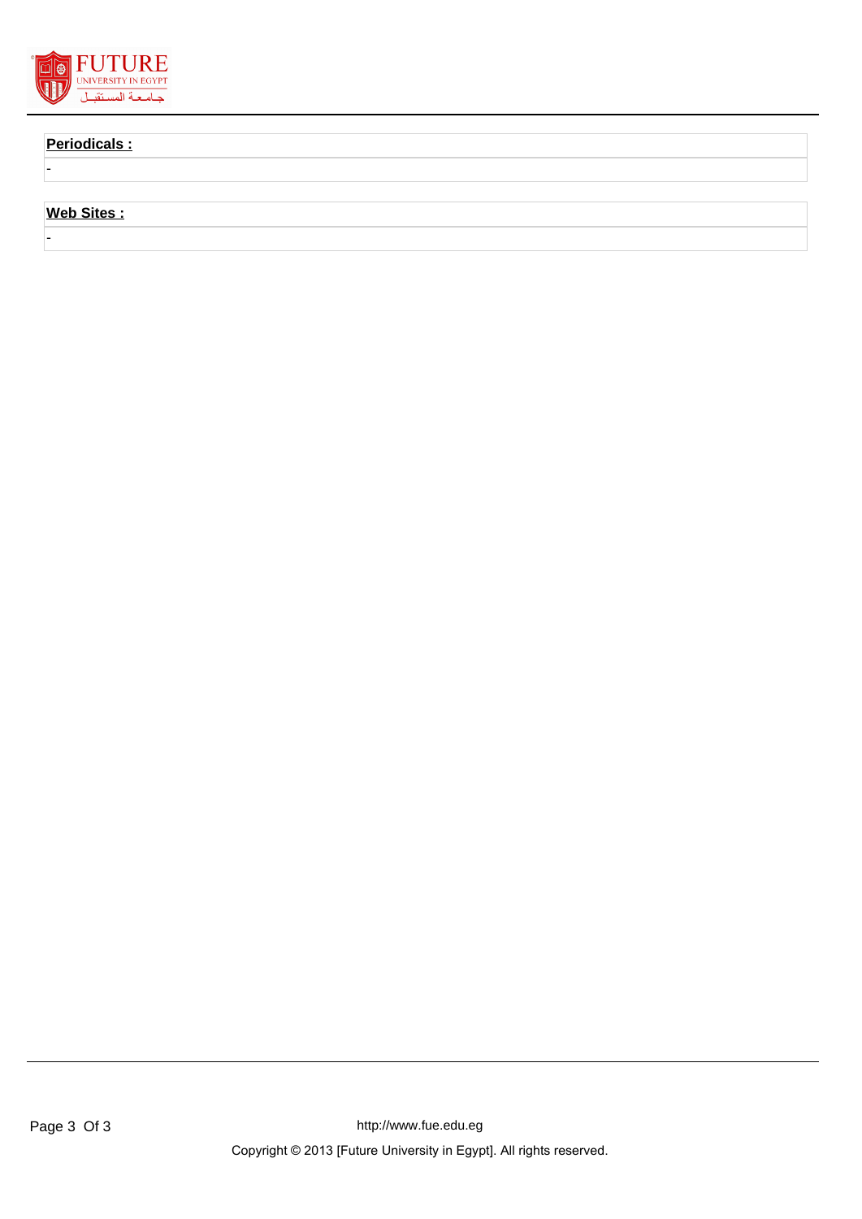**Periodicals :**

-

**Web Sites :**

-